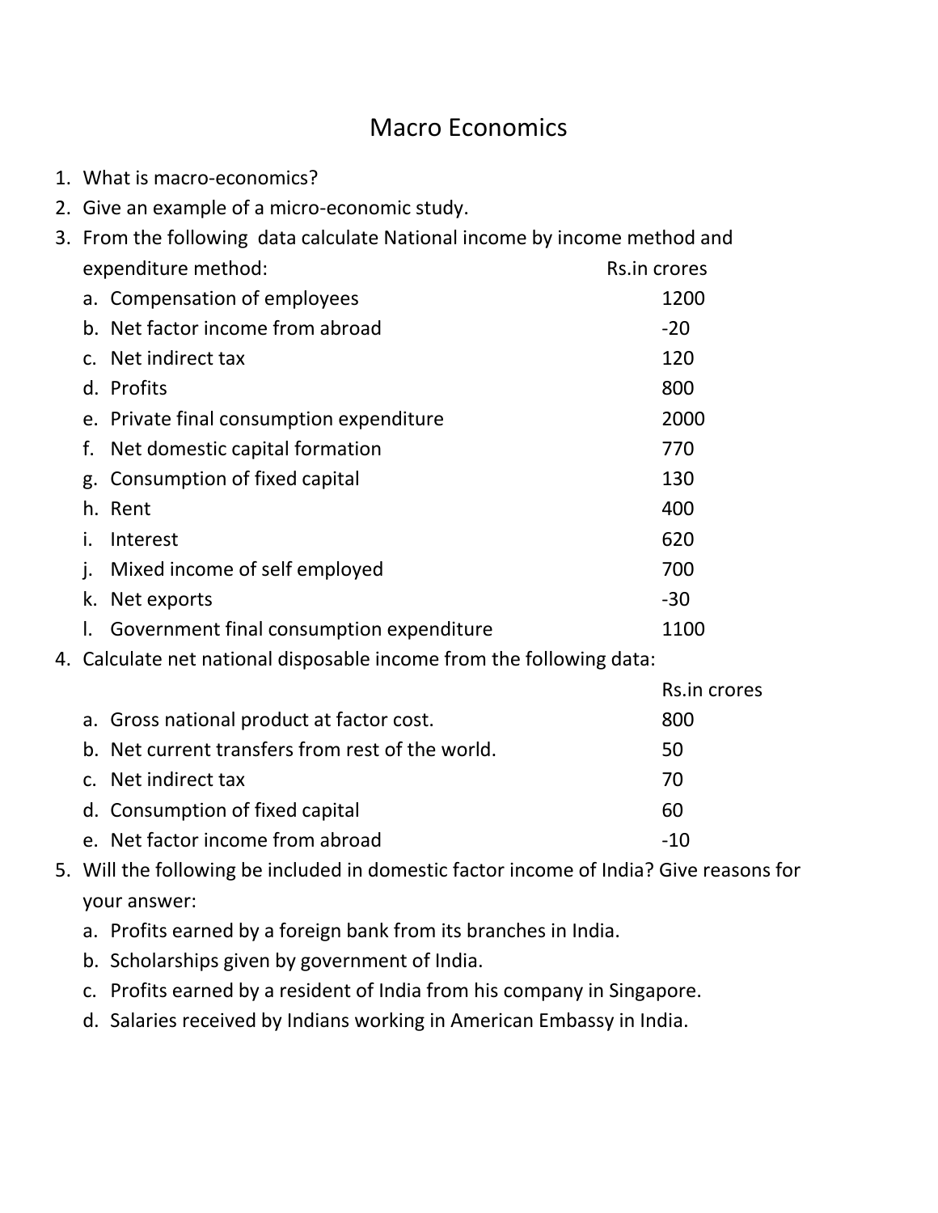# Macro Economics

1. What is macro-economics?
2. Give an example of a micro-economic study.
3. From the following data calculate National income by income method and expenditure method:

| | Rs.in crores |
|---|---|
| a. Compensation of employees | 1200 |
| b. Net factor income from abroad | -20 |
| c. Net indirect tax | 120 |
| d. Profits | 800 |
| e. Private final consumption expenditure | 2000 |
| f. Net domestic capital formation | 770 |
| g. Consumption of fixed capital | 130 |
| h. Rent | 400 |
| i. Interest | 620 |
| j. Mixed income of self employed | 700 |
| k. Net exports | -30 |
| l. Government final consumption expenditure | 1100 |

4. Calculate net national disposable income from the following data:

| | Rs.in crores |
|---|---|
| a. Gross national product at factor cost. | 800 |
| b. Net current transfers from rest of the world. | 50 |
| c. Net indirect tax | 70 |
| d. Consumption of fixed capital | 60 |
| e. Net factor income from abroad | -10 |

5. Will the following be included in domestic factor income of India? Give reasons for your answer:
   a. Profits earned by a foreign bank from its branches in India.
   b. Scholarships given by government of India.
   c. Profits earned by a resident of India from his company in Singapore.
   d. Salaries received by Indians working in American Embassy in India.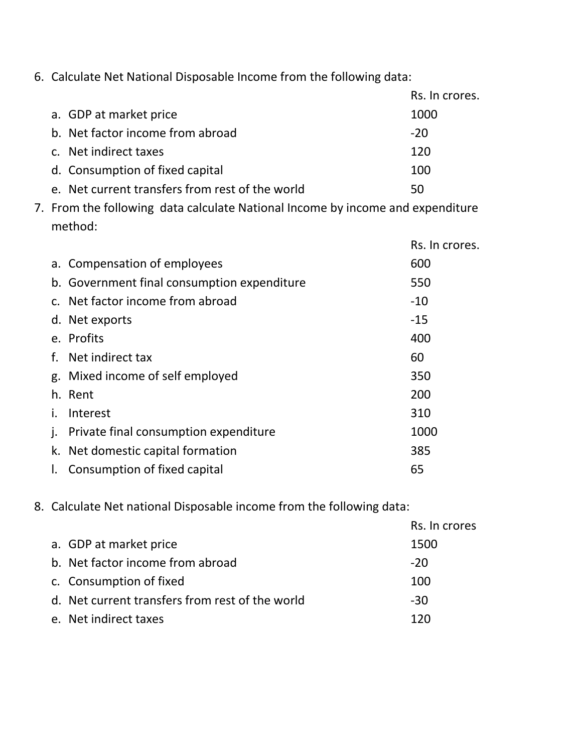6. Calculate Net National Disposable Income from the following data:

| | Rs. In crores. |
|---|---|
| a. GDP at market price | 1000 |
| b. Net factor income from abroad | -20 |
| c. Net indirect taxes | 120 |
| d. Consumption of fixed capital | 100 |
| e. Net current transfers from rest of the world | 50 |

7. From the following data calculate National Income by income and expenditure method:

| | Rs. In crores. |
|---|---|
| a. Compensation of employees | 600 |
| b. Government final consumption expenditure | 550 |
| c. Net factor income from abroad | -10 |
| d. Net exports | -15 |
| e. Profits | 400 |
| f. Net indirect tax | 60 |
| g. Mixed income of self employed | 350 |
| h. Rent | 200 |
| i. Interest | 310 |
| j. Private final consumption expenditure | 1000 |
| k. Net domestic capital formation | 385 |
| l. Consumption of fixed capital | 65 |

8. Calculate Net national Disposable income from the following data:

| | Rs. In crores |
|---|---|
| a. GDP at market price | 1500 |
| b. Net factor income from abroad | -20 |
| c. Consumption of fixed | 100 |
| d. Net current transfers from rest of the world | -30 |
| e. Net indirect taxes | 120 |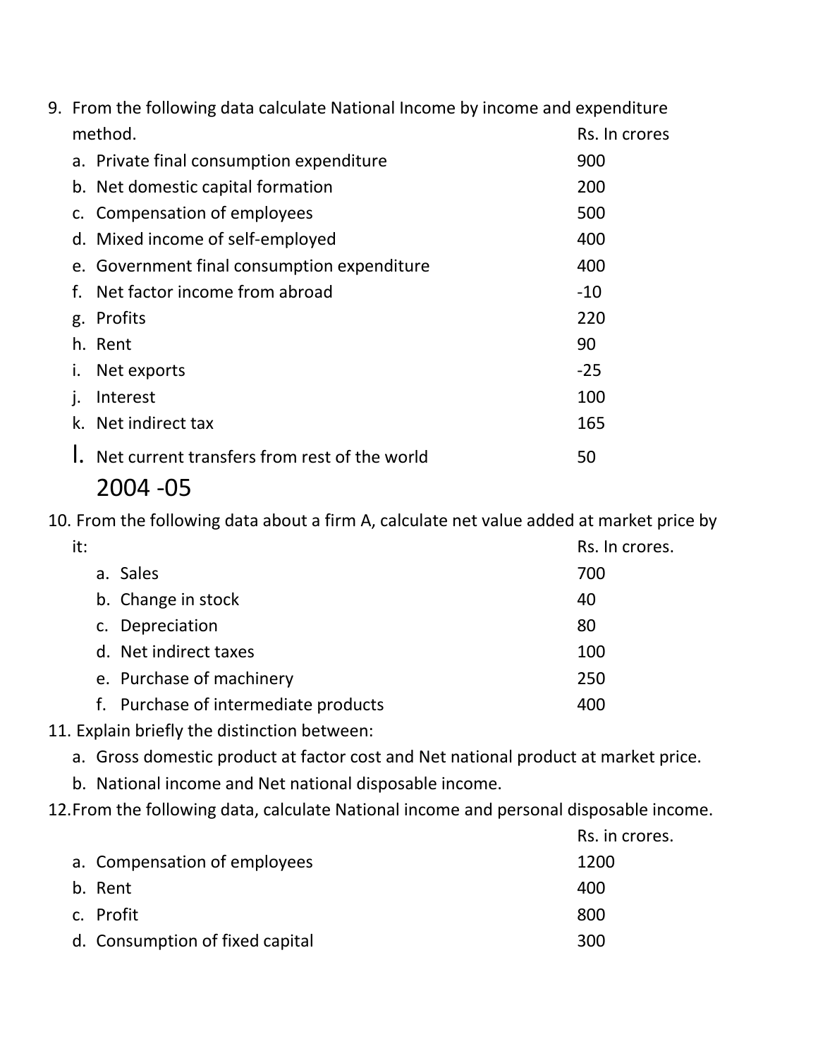9. From the following data calculate National Income by income and expenditure method.

| | Rs. In crores |
|---|---|
| a. Private final consumption expenditure | 900 |
| b. Net domestic capital formation | 200 |
| c. Compensation of employees | 500 |
| d. Mixed income of self-employed | 400 |
| e. Government final consumption expenditure | 400 |
| f. Net factor income from abroad | -10 |
| g. Profits | 220 |
| h. Rent | 90 |
| i. Net exports | -25 |
| j. Interest | 100 |
| k. Net indirect tax | 165 |
| l. Net current transfers from rest of the world | 50 |

2004 -05

10. From the following data about a firm A, calculate net value added at market price by it:

| | Rs. In crores. |
|---|---|
| a. Sales | 700 |
| b. Change in stock | 40 |
| c. Depreciation | 80 |
| d. Net indirect taxes | 100 |
| e. Purchase of machinery | 250 |
| f. Purchase of intermediate products | 400 |

11. Explain briefly the distinction between:
    a. Gross domestic product at factor cost and Net national product at market price.
    b. National income and Net national disposable income.

12. From the following data, calculate National income and personal disposable income.

| | Rs. in crores. |
|---|---|
| a. Compensation of employees | 1200 |
| b. Rent | 400 |
| c. Profit | 800 |
| d. Consumption of fixed capital | 300 |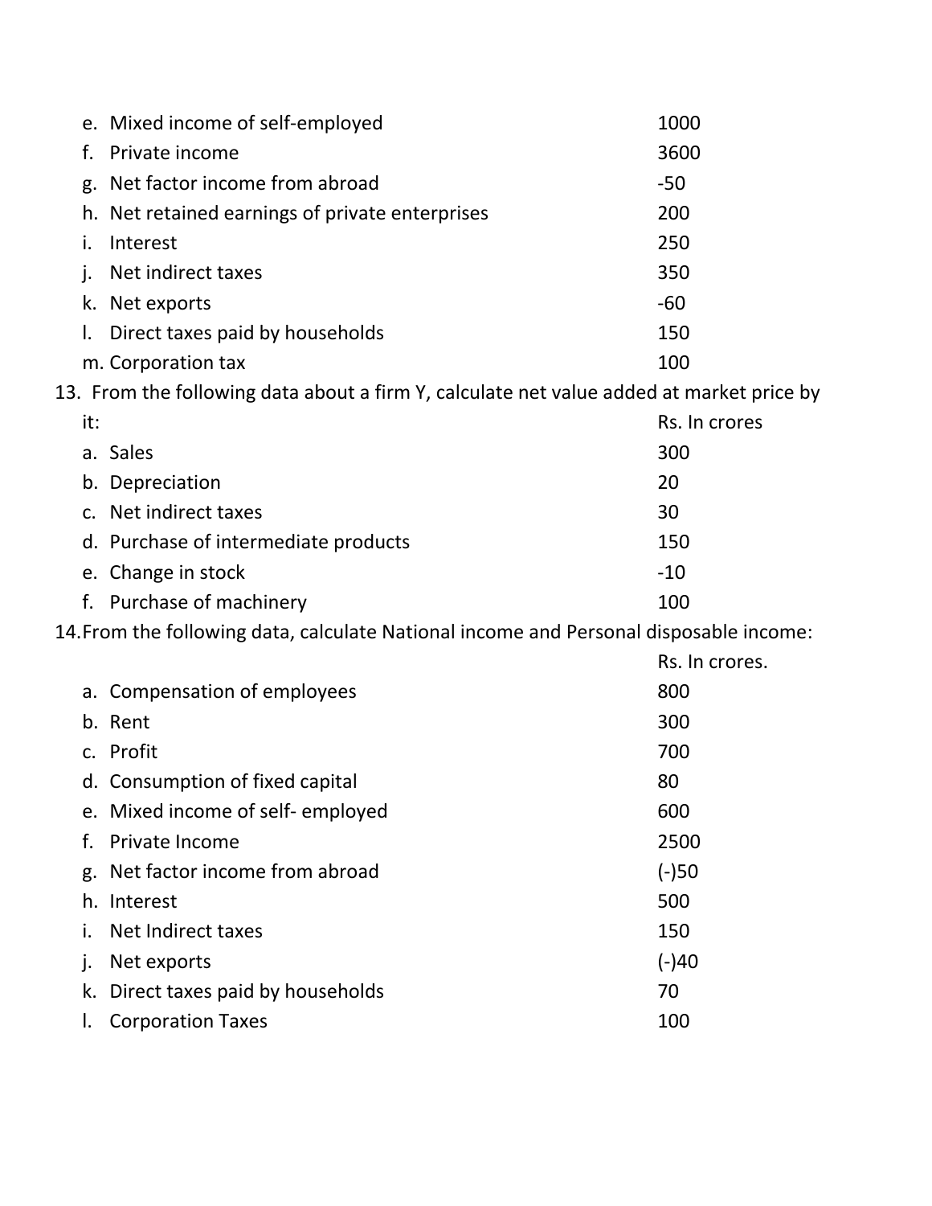| | |
|---|---|
| e. Mixed income of self-employed | 1000 |
| f. Private income | 3600 |
| g. Net factor income from abroad | -50 |
| h. Net retained earnings of private enterprises | 200 |
| i. Interest | 250 |
| j. Net indirect taxes | 350 |
| k. Net exports | -60 |
| l. Direct taxes paid by households | 150 |
| m. Corporation tax | 100 |

13. From the following data about a firm Y, calculate net value added at market price by it:

| | Rs. In crores |
|---|---|
| a. Sales | 300 |
| b. Depreciation | 20 |
| c. Net indirect taxes | 30 |
| d. Purchase of intermediate products | 150 |
| e. Change in stock | -10 |
| f. Purchase of machinery | 100 |

14. From the following data, calculate National income and Personal disposable income:

| | Rs. In crores. |
|---|---|
| a. Compensation of employees | 800 |
| b. Rent | 300 |
| c. Profit | 700 |
| d. Consumption of fixed capital | 80 |
| e. Mixed income of self- employed | 600 |
| f. Private Income | 2500 |
| g. Net factor income from abroad | (-)50 |
| h. Interest | 500 |
| i. Net Indirect taxes | 150 |
| j. Net exports | (-)40 |
| k. Direct taxes paid by households | 70 |
| l. Corporation Taxes | 100 |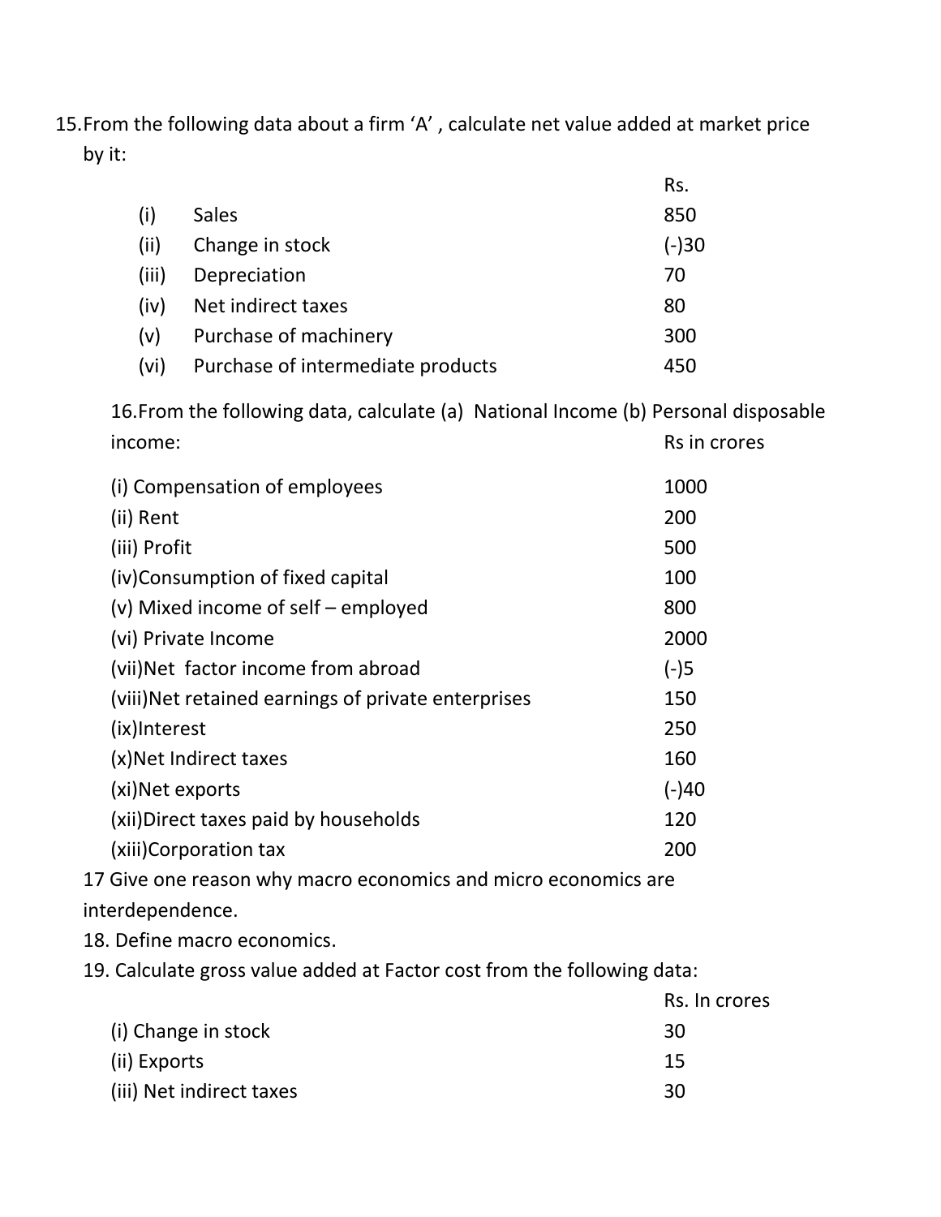15. From the following data about a firm 'A' , calculate net value added at market price by it:

| | | Rs. |
|---|---|---|
| (i) | Sales | 850 |
| (ii) | Change in stock | (-)30 |
| (iii) | Depreciation | 70 |
| (iv) | Net indirect taxes | 80 |
| (v) | Purchase of machinery | 300 |
| (vi) | Purchase of intermediate products | 450 |

16. From the following data, calculate (a) National Income (b) Personal disposable income:

| | Rs in crores |
|---|---|
| (i) Compensation of employees | 1000 |
| (ii) Rent | 200 |
| (iii) Profit | 500 |
| (iv) Consumption of fixed capital | 100 |
| (v) Mixed income of self – employed | 800 |
| (vi) Private Income | 2000 |
| (vii) Net factor income from abroad | (-)5 |
| (viii) Net retained earnings of private enterprises | 150 |
| (ix) Interest | 250 |
| (x) Net Indirect taxes | 160 |
| (xi) Net exports | (-)40 |
| (xii) Direct taxes paid by households | 120 |
| (xiii) Corporation tax | 200 |

17 Give one reason why macro economics and micro economics are interdependence.

18. Define macro economics.

19. Calculate gross value added at Factor cost from the following data:

| | Rs. In crores |
|---|---|
| (i) Change in stock | 30 |
| (ii) Exports | 15 |
| (iii) Net indirect taxes | 30 |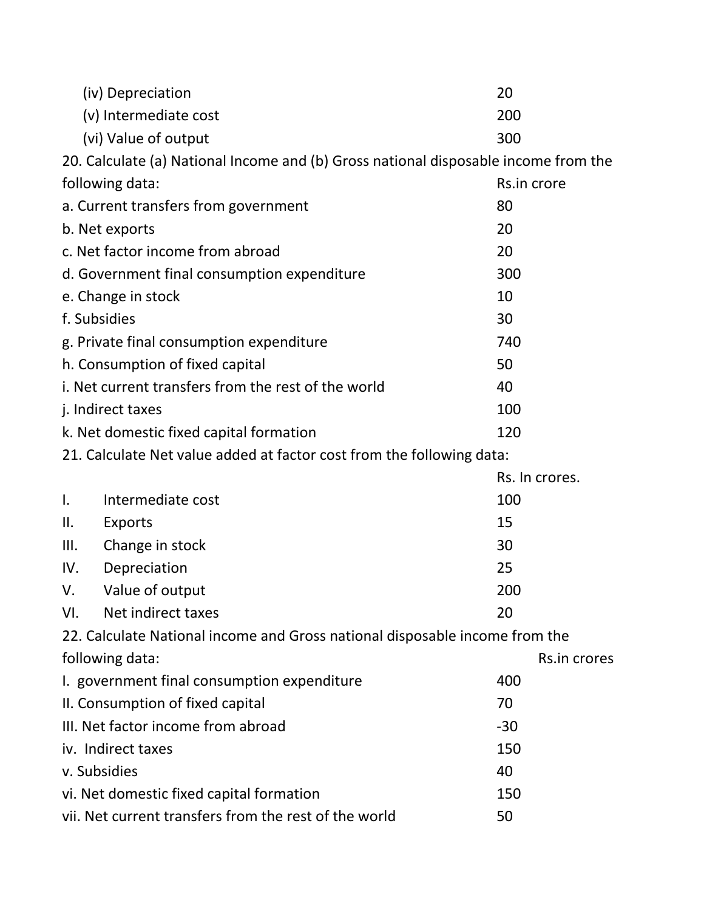(iv) Depreciation 20

(v) Intermediate cost 200

(vi) Value of output 300

20. Calculate (a) National Income and (b) Gross national disposable income from the following data:

| | Rs.in crore |
|---|---|
| a. Current transfers from government | 80 |
| b. Net exports | 20 |
| c. Net factor income from abroad | 20 |
| d. Government final consumption expenditure | 300 |
| e. Change in stock | 10 |
| f. Subsidies | 30 |
| g. Private final consumption expenditure | 740 |
| h. Consumption of fixed capital | 50 |
| i. Net current transfers from the rest of the world | 40 |
| j. Indirect taxes | 100 |
| k. Net domestic fixed capital formation | 120 |

21. Calculate Net value added at factor cost from the following data:

| | | Rs. In crores. |
|---|---|---|
| I. | Intermediate cost | 100 |
| II. | Exports | 15 |
| III. | Change in stock | 30 |
| IV. | Depreciation | 25 |
| V. | Value of output | 200 |
| VI. | Net indirect taxes | 20 |

22. Calculate National income and Gross national disposable income from the following data:

| | Rs.in crores |
|---|---|
| I. government final consumption expenditure | 400 |
| II. Consumption of fixed capital | 70 |
| III. Net factor income from abroad | -30 |
| iv. Indirect taxes | 150 |
| v. Subsidies | 40 |
| vi. Net domestic fixed capital formation | 150 |
| vii. Net current transfers from the rest of the world | 50 |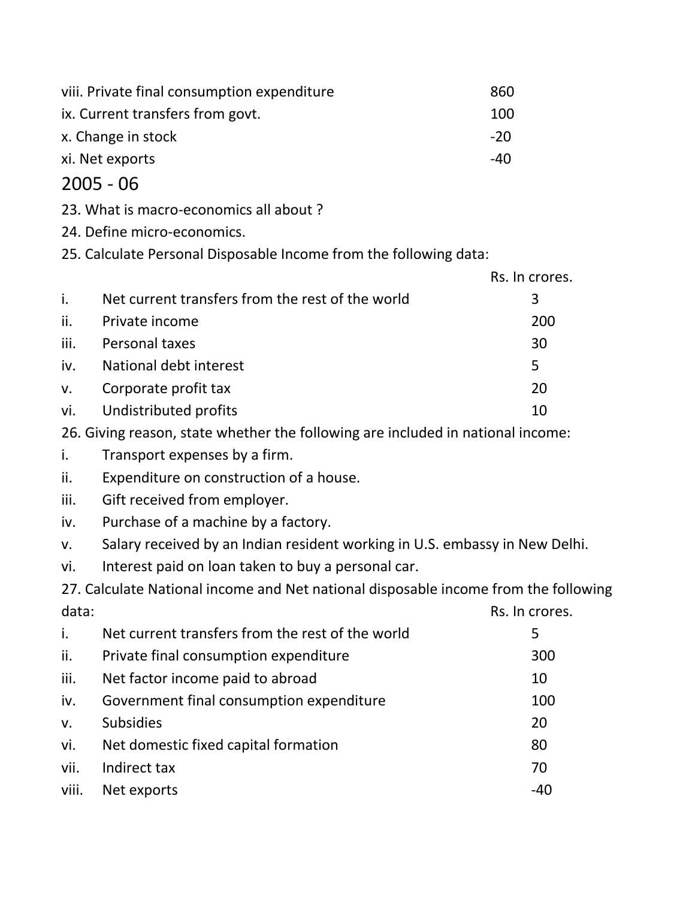| | |
|---|---|
| viii. Private final consumption expenditure | 860 |
| ix. Current transfers from govt. | 100 |
| x. Change in stock | -20 |
| xi. Net exports | -40 |

## 2005 - 06

23. What is macro-economics all about ?

24. Define micro-economics.

25. Calculate Personal Disposable Income from the following data:

| | | Rs. In crores. |
|---|---|---|
| i. | Net current transfers from the rest of the world | 3 |
| ii. | Private income | 200 |
| iii. | Personal taxes | 30 |
| iv. | National debt interest | 5 |
| v. | Corporate profit tax | 20 |
| vi. | Undistributed profits | 10 |

26. Giving reason, state whether the following are included in national income:

i. Transport expenses by a firm.

ii. Expenditure on construction of a house.

iii. Gift received from employer.

iv. Purchase of a machine by a factory.

v. Salary received by an Indian resident working in U.S. embassy in New Delhi.

vi. Interest paid on loan taken to buy a personal car.

27. Calculate National income and Net national disposable income from the following data:

| | | Rs. In crores. |
|---|---|---|
| i. | Net current transfers from the rest of the world | 5 |
| ii. | Private final consumption expenditure | 300 |
| iii. | Net factor income paid to abroad | 10 |
| iv. | Government final consumption expenditure | 100 |
| v. | Subsidies | 20 |
| vi. | Net domestic fixed capital formation | 80 |
| vii. | Indirect tax | 70 |
| viii. | Net exports | -40 |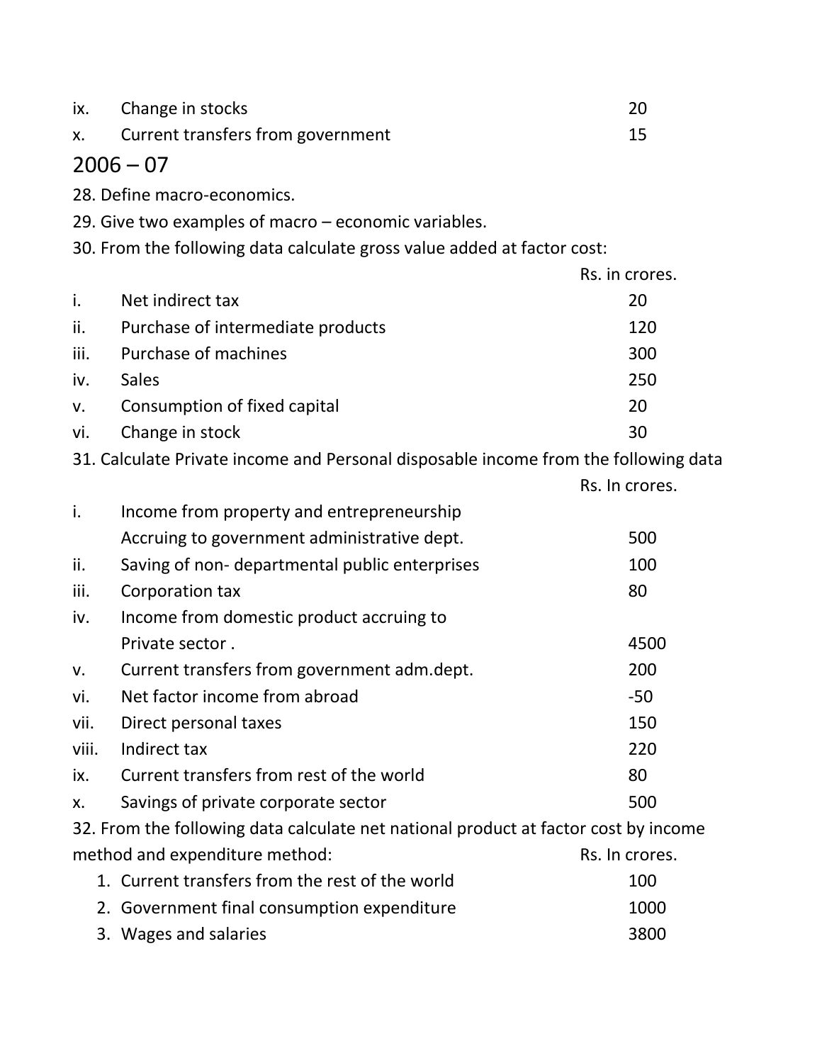| | | |
|---|---|---|
| ix. | Change in stocks | 20 |
| x. | Current transfers from government | 15 |

## 2006 – 07

28. Define macro-economics.

29. Give two examples of macro – economic variables.

30. From the following data calculate gross value added at factor cost:

| | | Rs. in crores. |
|---|---|---|
| i. | Net indirect tax | 20 |
| ii. | Purchase of intermediate products | 120 |
| iii. | Purchase of machines | 300 |
| iv. | Sales | 250 |
| v. | Consumption of fixed capital | 20 |
| vi. | Change in stock | 30 |

31. Calculate Private income and Personal disposable income from the following data

| | | Rs. In crores. |
|---|---|---|
| i. | Income from property and entrepreneurship Accruing to government administrative dept. | 500 |
| ii. | Saving of non- departmental public enterprises | 100 |
| iii. | Corporation tax | 80 |
| iv. | Income from domestic product accruing to Private sector . | 4500 |
| v. | Current transfers from government adm.dept. | 200 |
| vi. | Net factor income from abroad | -50 |
| vii. | Direct personal taxes | 150 |
| viii. | Indirect tax | 220 |
| ix. | Current transfers from rest of the world | 80 |
| x. | Savings of private corporate sector | 500 |

32. From the following data calculate net national product at factor cost by income method and expenditure method:

| | | Rs. In crores. |
|---|---|---|
| 1. | Current transfers from the rest of the world | 100 |
| 2. | Government final consumption expenditure | 1000 |
| 3. | Wages and salaries | 3800 |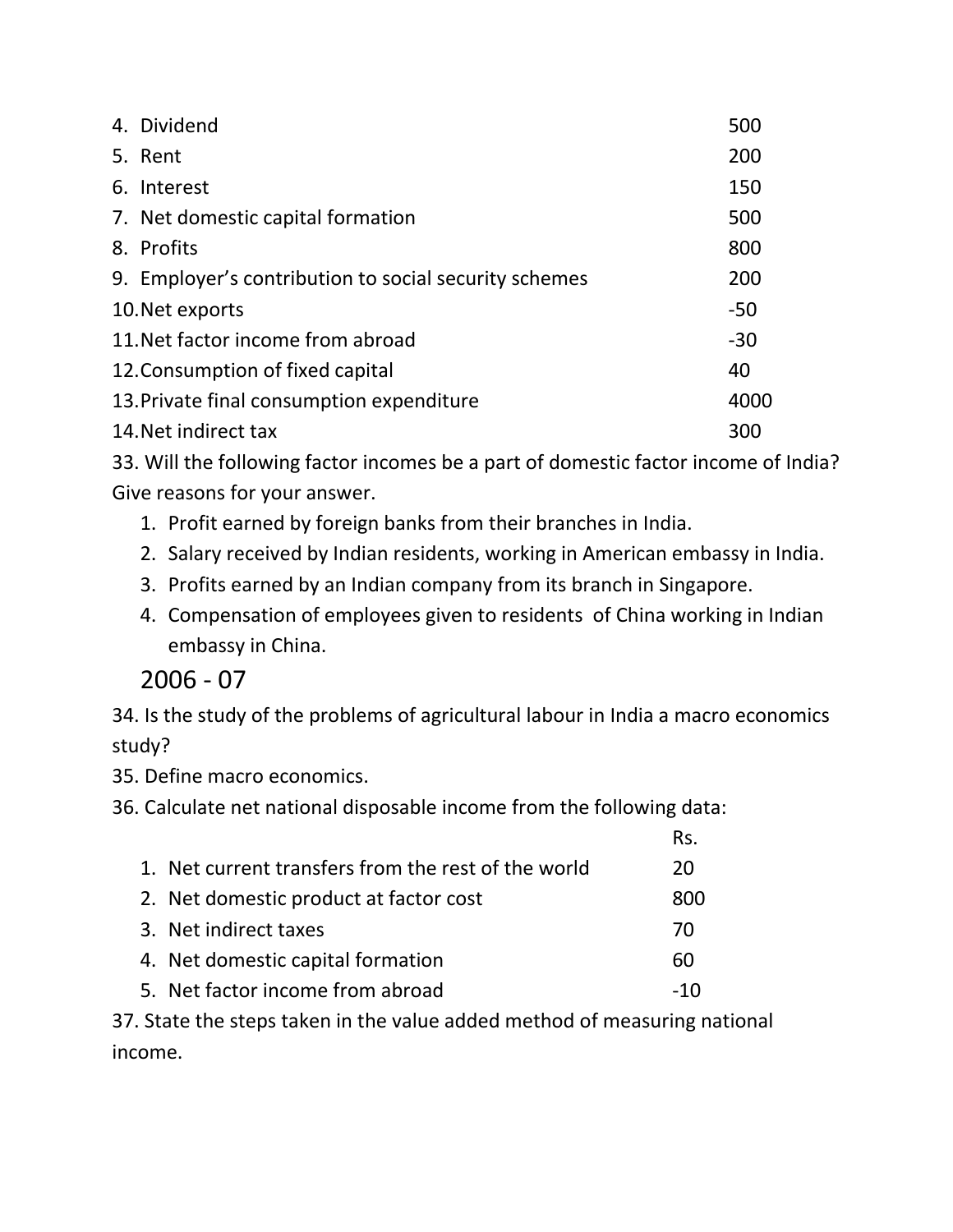| | |
|---|---|
| 4. Dividend | 500 |
| 5. Rent | 200 |
| 6. Interest | 150 |
| 7. Net domestic capital formation | 500 |
| 8. Profits | 800 |
| 9. Employer's contribution to social security schemes | 200 |
| 10. Net exports | -50 |
| 11. Net factor income from abroad | -30 |
| 12. Consumption of fixed capital | 40 |
| 13. Private final consumption expenditure | 4000 |
| 14. Net indirect tax | 300 |

33. Will the following factor incomes be a part of domestic factor income of India? Give reasons for your answer.

1. Profit earned by foreign banks from their branches in India.
2. Salary received by Indian residents, working in American embassy in India.
3. Profits earned by an Indian company from its branch in Singapore.
4. Compensation of employees given to residents of China working in Indian embassy in China.

## 2006 - 07

34. Is the study of the problems of agricultural labour in India a macro economics study?

35. Define macro economics.

36. Calculate net national disposable income from the following data:

| | Rs. |
|---|---|
| 1. Net current transfers from the rest of the world | 20 |
| 2. Net domestic product at factor cost | 800 |
| 3. Net indirect taxes | 70 |
| 4. Net domestic capital formation | 60 |
| 5. Net factor income from abroad | -10 |

37. State the steps taken in the value added method of measuring national income.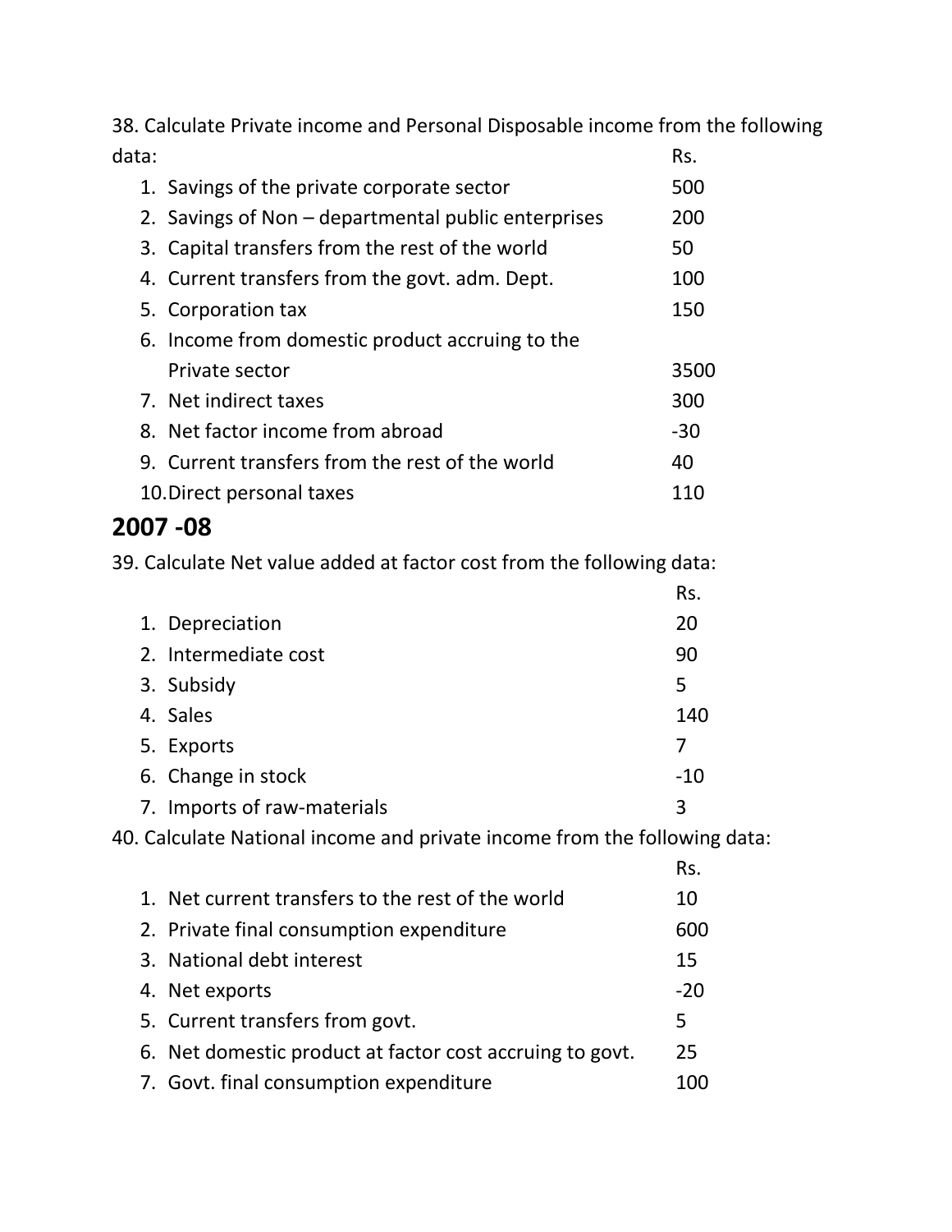38. Calculate Private income and Personal Disposable income from the following data:

| | Rs. |
|---|---|
| 1. Savings of the private corporate sector | 500 |
| 2. Savings of Non – departmental public enterprises | 200 |
| 3. Capital transfers from the rest of the world | 50 |
| 4. Current transfers from the govt. adm. Dept. | 100 |
| 5. Corporation tax | 150 |
| 6. Income from domestic product accruing to the Private sector | 3500 |
| 7. Net indirect taxes | 300 |
| 8. Net factor income from abroad | -30 |
| 9. Current transfers from the rest of the world | 40 |
| 10. Direct personal taxes | 110 |

## 2007 -08

39. Calculate Net value added at factor cost from the following data:

| | Rs. |
|---|---|
| 1. Depreciation | 20 |
| 2. Intermediate cost | 90 |
| 3. Subsidy | 5 |
| 4. Sales | 140 |
| 5. Exports | 7 |
| 6. Change in stock | -10 |
| 7. Imports of raw-materials | 3 |

40. Calculate National income and private income from the following data:

| | Rs. |
|---|---|
| 1. Net current transfers to the rest of the world | 10 |
| 2. Private final consumption expenditure | 600 |
| 3. National debt interest | 15 |
| 4. Net exports | -20 |
| 5. Current transfers from govt. | 5 |
| 6. Net domestic product at factor cost accruing to govt. | 25 |
| 7. Govt. final consumption expenditure | 100 |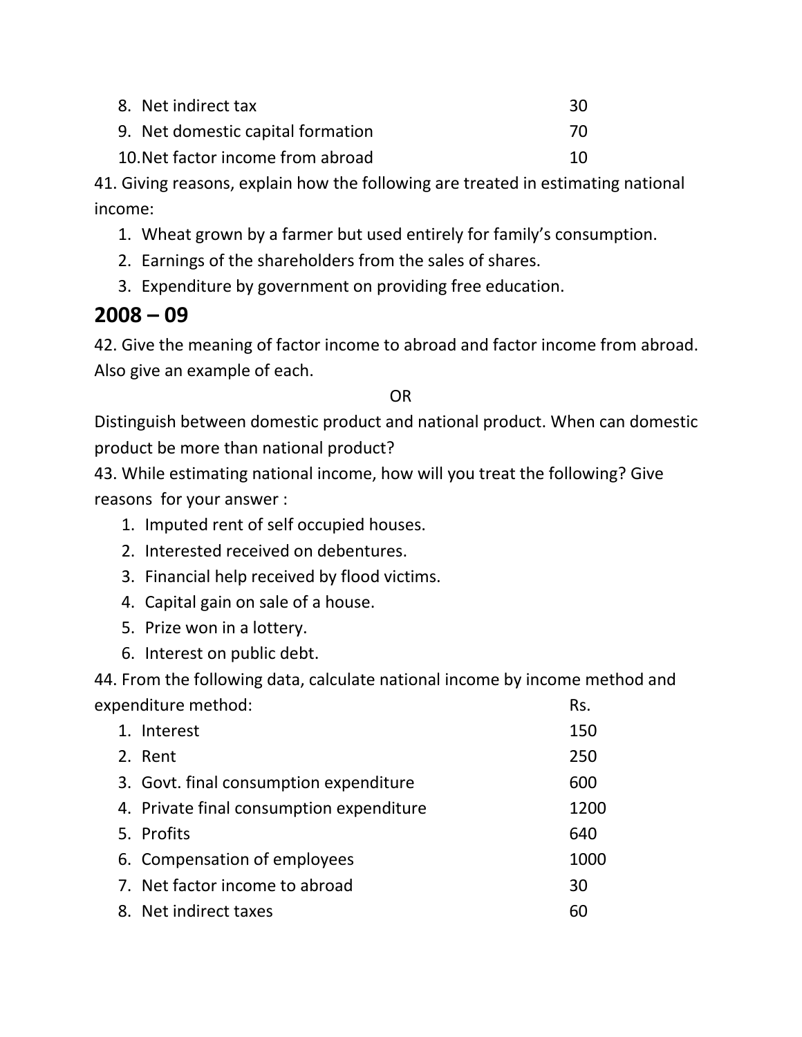8. Net indirect tax 30
9. Net domestic capital formation 70
10. Net factor income from abroad 10

41. Giving reasons, explain how the following are treated in estimating national income:

1. Wheat grown by a farmer but used entirely for family's consumption.
2. Earnings of the shareholders from the sales of shares.
3. Expenditure by government on providing free education.

## 2008 – 09

42. Give the meaning of factor income to abroad and factor income from abroad. Also give an example of each.

OR

Distinguish between domestic product and national product. When can domestic product be more than national product?

43. While estimating national income, how will you treat the following? Give reasons for your answer :

1. Imputed rent of self occupied houses.
2. Interested received on debentures.
3. Financial help received by flood victims.
4. Capital gain on sale of a house.
5. Prize won in a lottery.
6. Interest on public debt.

44. From the following data, calculate national income by income method and expenditure method:

| | Rs. |
|---|---|
| 1. Interest | 150 |
| 2. Rent | 250 |
| 3. Govt. final consumption expenditure | 600 |
| 4. Private final consumption expenditure | 1200 |
| 5. Profits | 640 |
| 6. Compensation of employees | 1000 |
| 7. Net factor income to abroad | 30 |
| 8. Net indirect taxes | 60 |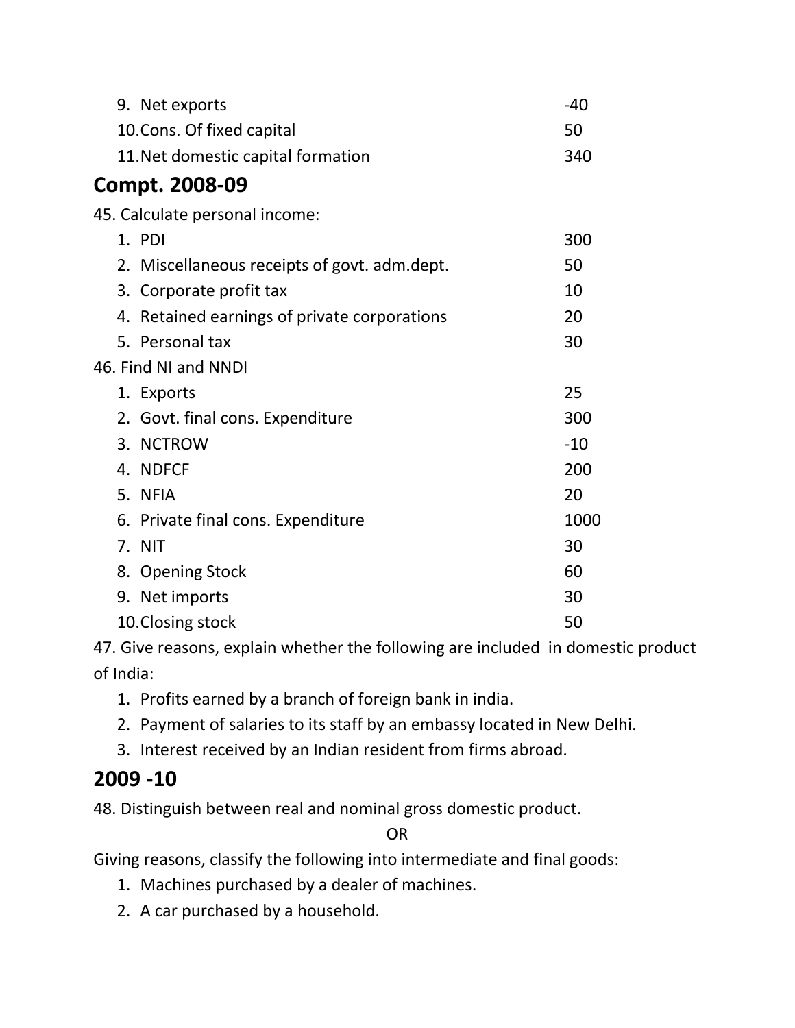| | |
|---|---|
| 9. Net exports | -40 |
| 10. Cons. Of fixed capital | 50 |
| 11. Net domestic capital formation | 340 |

## Compt. 2008-09

45. Calculate personal income:

| | |
|---|---|
| 1. PDI | 300 |
| 2. Miscellaneous receipts of govt. adm.dept. | 50 |
| 3. Corporate profit tax | 10 |
| 4. Retained earnings of private corporations | 20 |
| 5. Personal tax | 30 |

46. Find NI and NNDI

| | |
|---|---|
| 1. Exports | 25 |
| 2. Govt. final cons. Expenditure | 300 |
| 3. NCTROW | -10 |
| 4. NDFCF | 200 |
| 5. NFIA | 20 |
| 6. Private final cons. Expenditure | 1000 |
| 7. NIT | 30 |
| 8. Opening Stock | 60 |
| 9. Net imports | 30 |
| 10. Closing stock | 50 |

47. Give reasons, explain whether the following are included in domestic product of India:

1. Profits earned by a branch of foreign bank in india.
2. Payment of salaries to its staff by an embassy located in New Delhi.
3. Interest received by an Indian resident from firms abroad.

## 2009 -10

48. Distinguish between real and nominal gross domestic product.

OR

Giving reasons, classify the following into intermediate and final goods:

1. Machines purchased by a dealer of machines.
2. A car purchased by a household.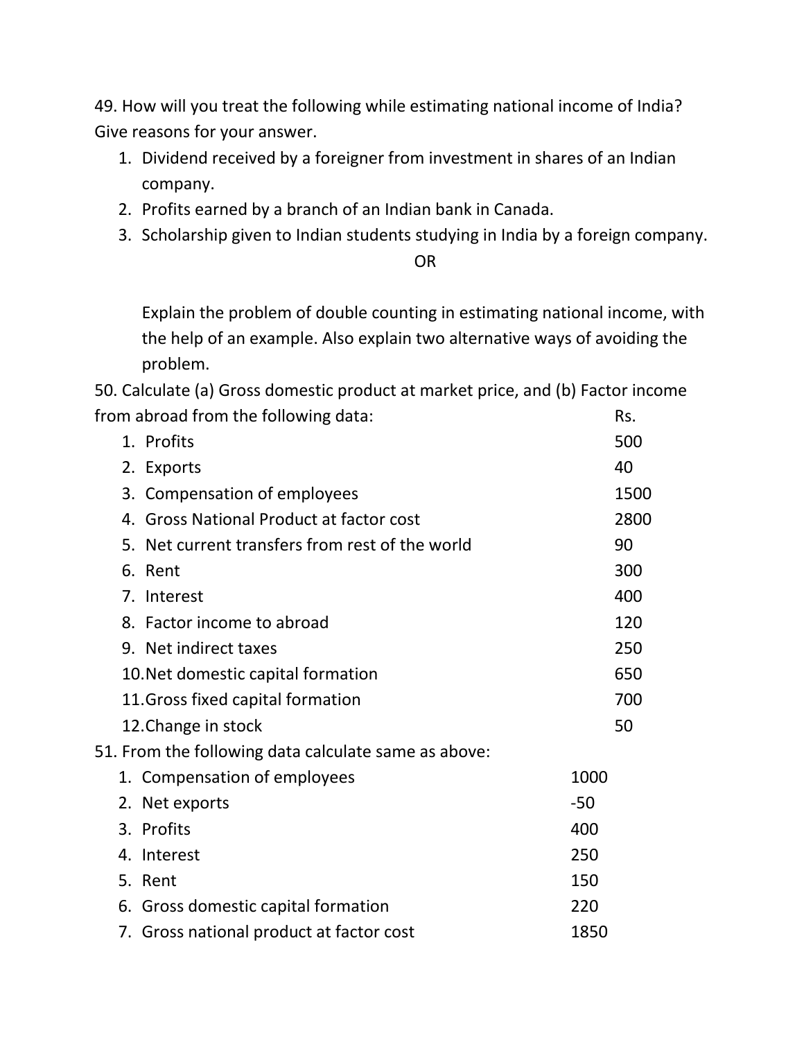49. How will you treat the following while estimating national income of India? Give reasons for your answer.

1. Dividend received by a foreigner from investment in shares of an Indian company.
2. Profits earned by a branch of an Indian bank in Canada.
3. Scholarship given to Indian students studying in India by a foreign company.

OR

Explain the problem of double counting in estimating national income, with the help of an example. Also explain two alternative ways of avoiding the problem.

50. Calculate (a) Gross domestic product at market price, and (b) Factor income from abroad from the following data:

| | | Rs. |
|---|---|---|
| 1. | Profits | 500 |
| 2. | Exports | 40 |
| 3. | Compensation of employees | 1500 |
| 4. | Gross National Product at factor cost | 2800 |
| 5. | Net current transfers from rest of the world | 90 |
| 6. | Rent | 300 |
| 7. | Interest | 400 |
| 8. | Factor income to abroad | 120 |
| 9. | Net indirect taxes | 250 |
| 10. | Net domestic capital formation | 650 |
| 11. | Gross fixed capital formation | 700 |
| 12. | Change in stock | 50 |

51. From the following data calculate same as above:

| | | |
|---|---|---|
| 1. | Compensation of employees | 1000 |
| 2. | Net exports | -50 |
| 3. | Profits | 400 |
| 4. | Interest | 250 |
| 5. | Rent | 150 |
| 6. | Gross domestic capital formation | 220 |
| 7. | Gross national product at factor cost | 1850 |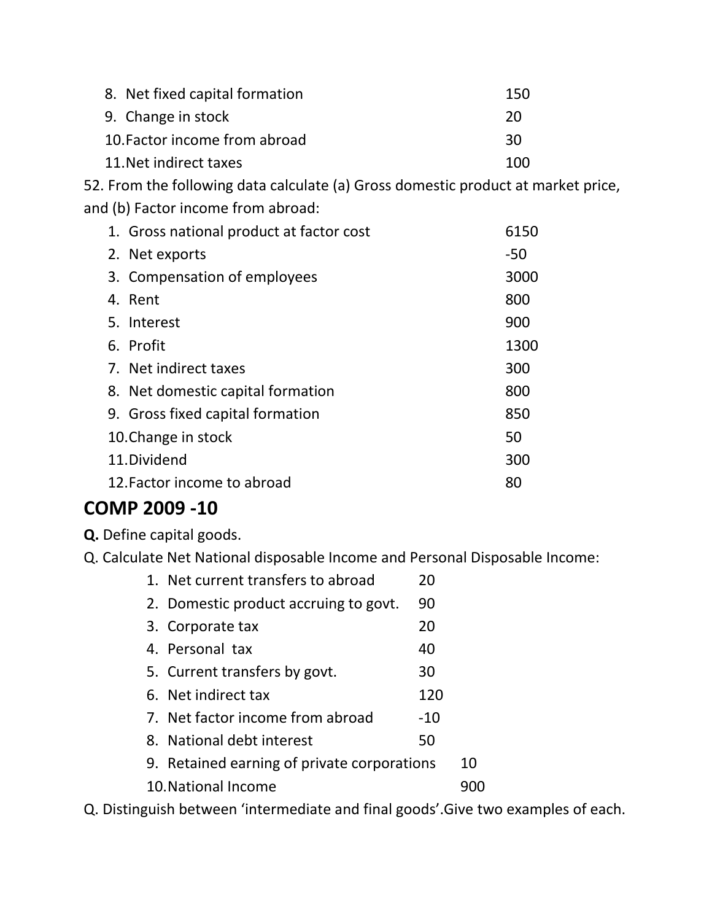8. Net fixed capital formation 150
9. Change in stock 20
10. Factor income from abroad 30
11. Net indirect taxes 100

52. From the following data calculate (a) Gross domestic product at market price, and (b) Factor income from abroad:

1. Gross national product at factor cost 6150
2. Net exports -50
3. Compensation of employees 3000
4. Rent 800
5. Interest 900
6. Profit 1300
7. Net indirect taxes 300
8. Net domestic capital formation 800
9. Gross fixed capital formation 850
10. Change in stock 50
11. Dividend 300
12. Factor income to abroad 80

## COMP 2009 -10

**Q.** Define capital goods.

Q. Calculate Net National disposable Income and Personal Disposable Income:

1. Net current transfers to abroad 20
2. Domestic product accruing to govt. 90
3. Corporate tax 20
4. Personal tax 40
5. Current transfers by govt. 30
6. Net indirect tax 120
7. Net factor income from abroad -10
8. National debt interest 50
9. Retained earning of private corporations 10
10. National Income 900

Q. Distinguish between 'intermediate and final goods'. Give two examples of each.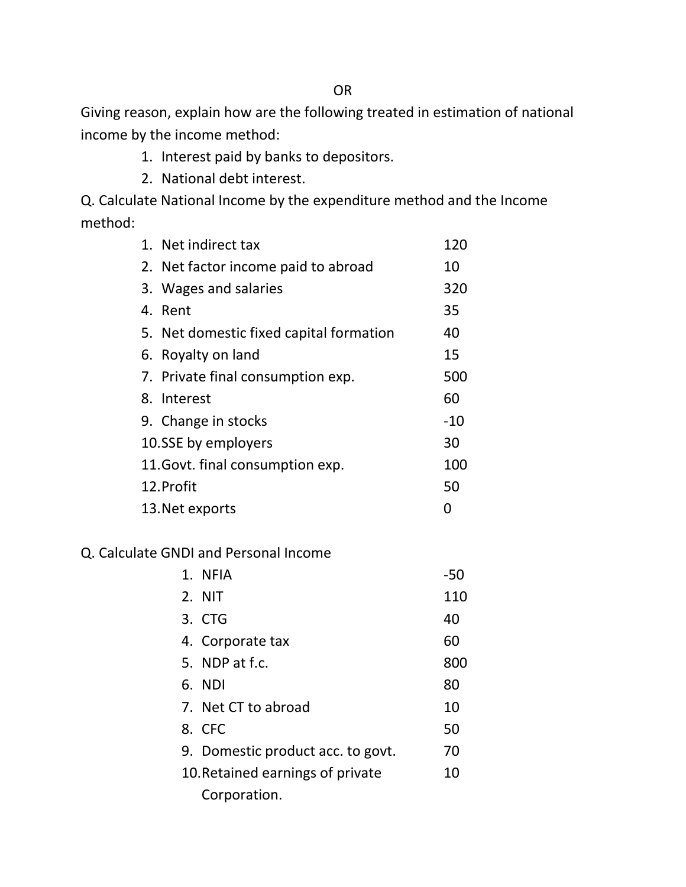OR

Giving reason, explain how are the following treated in estimation of national income by the income method:

1. Interest paid by banks to depositors.
2. National debt interest.

Q. Calculate National Income by the expenditure method and the Income method:

| | | |
|---|---|---|
| 1. | Net indirect tax | 120 |
| 2. | Net factor income paid to abroad | 10 |
| 3. | Wages and salaries | 320 |
| 4. | Rent | 35 |
| 5. | Net domestic fixed capital formation | 40 |
| 6. | Royalty on land | 15 |
| 7. | Private final consumption exp. | 500 |
| 8. | Interest | 60 |
| 9. | Change in stocks | -10 |
| 10. | SSE by employers | 30 |
| 11. | Govt. final consumption exp. | 100 |
| 12. | Profit | 50 |
| 13. | Net exports | 0 |

Q. Calculate GNDI and Personal Income

| | | |
|---|---|---|
| 1. | NFIA | -50 |
| 2. | NIT | 110 |
| 3. | CTG | 40 |
| 4. | Corporate tax | 60 |
| 5. | NDP at f.c. | 800 |
| 6. | NDI | 80 |
| 7. | Net CT to abroad | 10 |
| 8. | CFC | 50 |
| 9. | Domestic product acc. to govt. | 70 |
| 10. | Retained earnings of private Corporation. | 10 |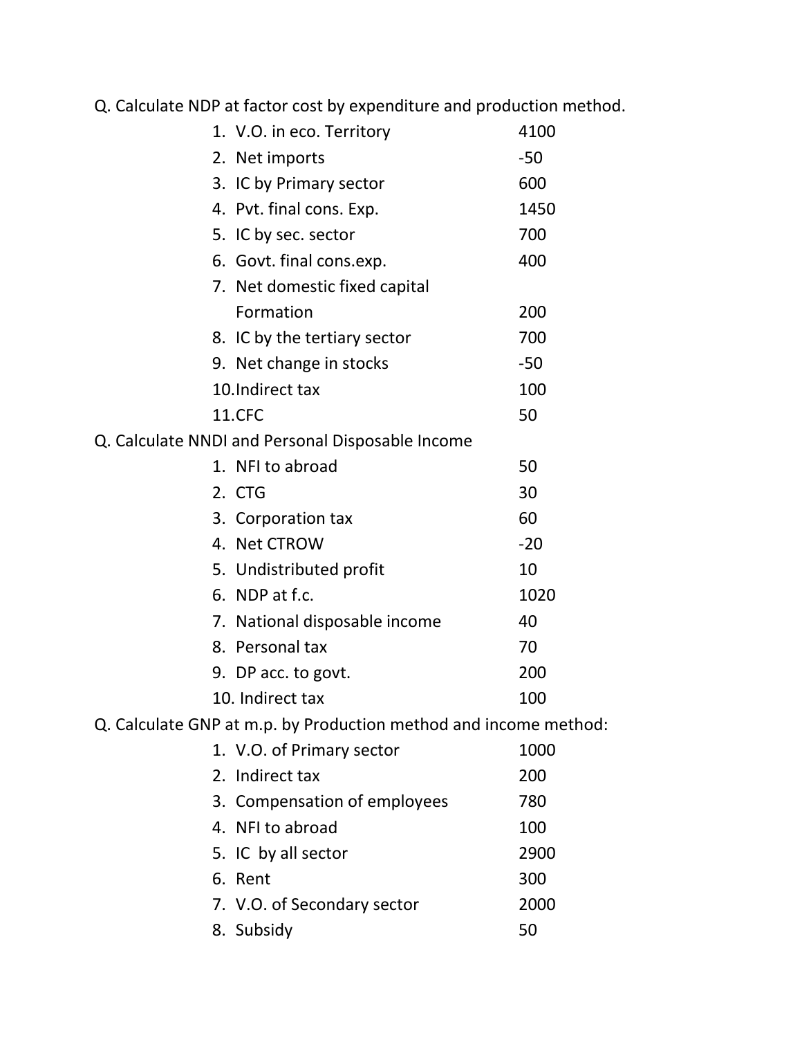Q. Calculate NDP at factor cost by expenditure and production method.

| | |
|---|---|
| 1. V.O. in eco. Territory | 4100 |
| 2. Net imports | -50 |
| 3. IC by Primary sector | 600 |
| 4. Pvt. final cons. Exp. | 1450 |
| 5. IC by sec. sector | 700 |
| 6. Govt. final cons.exp. | 400 |
| 7. Net domestic fixed capital Formation | 200 |
| 8. IC by the tertiary sector | 700 |
| 9. Net change in stocks | -50 |
| 10. Indirect tax | 100 |
| 11. CFC | 50 |

Q. Calculate NNDI and Personal Disposable Income

| | |
|---|---|
| 1. NFI to abroad | 50 |
| 2. CTG | 30 |
| 3. Corporation tax | 60 |
| 4. Net CTROW | -20 |
| 5. Undistributed profit | 10 |
| 6. NDP at f.c. | 1020 |
| 7. National disposable income | 40 |
| 8. Personal tax | 70 |
| 9. DP acc. to govt. | 200 |
| 10. Indirect tax | 100 |

Q. Calculate GNP at m.p. by Production method and income method:

| | |
|---|---|
| 1. V.O. of Primary sector | 1000 |
| 2. Indirect tax | 200 |
| 3. Compensation of employees | 780 |
| 4. NFI to abroad | 100 |
| 5. IC by all sector | 2900 |
| 6. Rent | 300 |
| 7. V.O. of Secondary sector | 2000 |
| 8. Subsidy | 50 |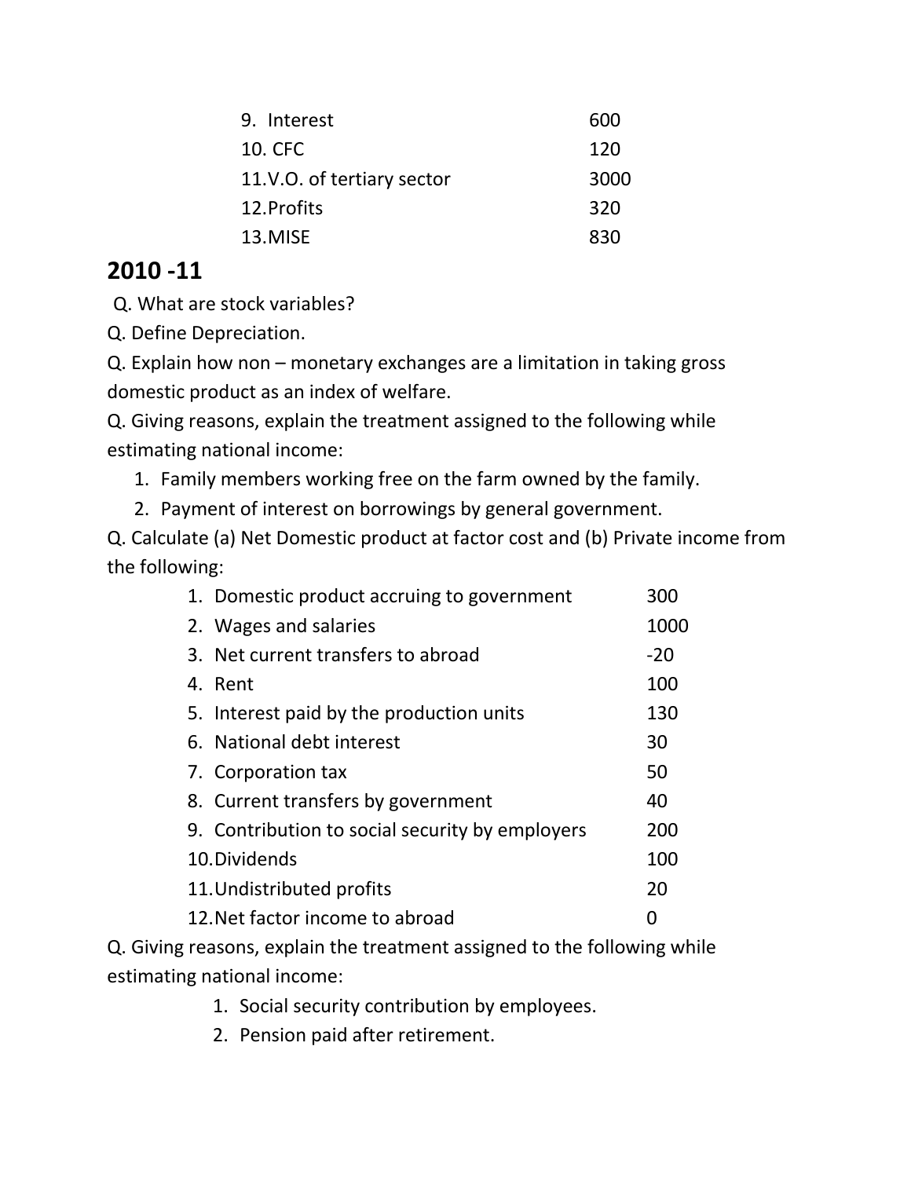| | |
|---|---|
| 9. Interest | 600 |
| 10. CFC | 120 |
| 11. V.O. of tertiary sector | 3000 |
| 12. Profits | 320 |
| 13. MISE | 830 |

## 2010 -11

Q. What are stock variables?

Q. Define Depreciation.

Q. Explain how non – monetary exchanges are a limitation in taking gross domestic product as an index of welfare.

Q. Giving reasons, explain the treatment assigned to the following while estimating national income:

1. Family members working free on the farm owned by the family.
2. Payment of interest on borrowings by general government.

Q. Calculate (a) Net Domestic product at factor cost and (b) Private income from the following:

| | |
|---|---|
| 1. Domestic product accruing to government | 300 |
| 2. Wages and salaries | 1000 |
| 3. Net current transfers to abroad | -20 |
| 4. Rent | 100 |
| 5. Interest paid by the production units | 130 |
| 6. National debt interest | 30 |
| 7. Corporation tax | 50 |
| 8. Current transfers by government | 40 |
| 9. Contribution to social security by employers | 200 |
| 10. Dividends | 100 |
| 11. Undistributed profits | 20 |
| 12. Net factor income to abroad | 0 |

Q. Giving reasons, explain the treatment assigned to the following while estimating national income:

1. Social security contribution by employees.
2. Pension paid after retirement.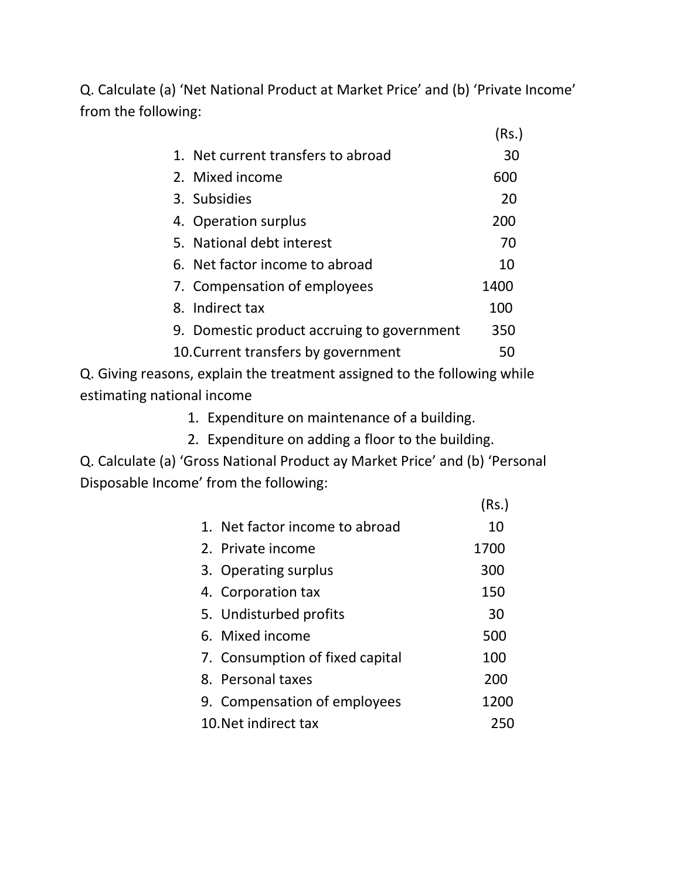Q. Calculate (a) 'Net National Product at Market Price' and (b) 'Private Income' from the following:

| | (Rs.) |
|---|---|
| 1. Net current transfers to abroad | 30 |
| 2. Mixed income | 600 |
| 3. Subsidies | 20 |
| 4. Operation surplus | 200 |
| 5. National debt interest | 70 |
| 6. Net factor income to abroad | 10 |
| 7. Compensation of employees | 1400 |
| 8. Indirect tax | 100 |
| 9. Domestic product accruing to government | 350 |
| 10. Current transfers by government | 50 |

Q. Giving reasons, explain the treatment assigned to the following while estimating national income

1. Expenditure on maintenance of a building.
2. Expenditure on adding a floor to the building.

Q. Calculate (a) 'Gross National Product ay Market Price' and (b) 'Personal Disposable Income' from the following:

| | (Rs.) |
|---|---|
| 1. Net factor income to abroad | 10 |
| 2. Private income | 1700 |
| 3. Operating surplus | 300 |
| 4. Corporation tax | 150 |
| 5. Undisturbed profits | 30 |
| 6. Mixed income | 500 |
| 7. Consumption of fixed capital | 100 |
| 8. Personal taxes | 200 |
| 9. Compensation of employees | 1200 |
| 10. Net indirect tax | 250 |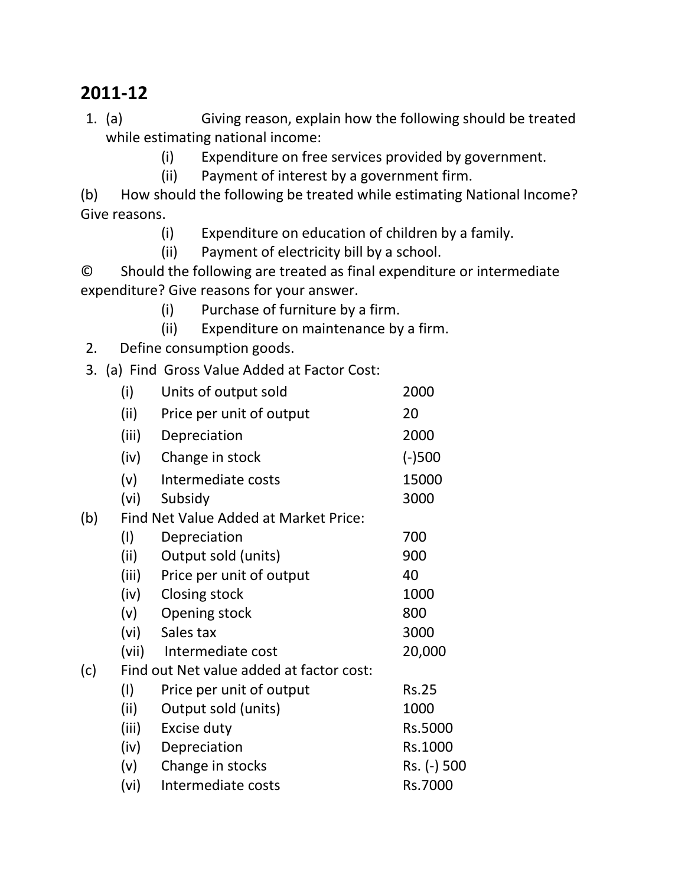## 2011-12

1. (a) Giving reason, explain how the following should be treated while estimating national income:
   (i) Expenditure on free services provided by government.
   (ii) Payment of interest by a government firm.

(b) How should the following be treated while estimating National Income? Give reasons.
   (i) Expenditure on education of children by a family.
   (ii) Payment of electricity bill by a school.

© Should the following are treated as final expenditure or intermediate expenditure? Give reasons for your answer.
   (i) Purchase of furniture by a firm.
   (ii) Expenditure on maintenance by a firm.

2. Define consumption goods.

3. (a) Find Gross Value Added at Factor Cost:

| | | |
|---|---|---|
| (i) | Units of output sold | 2000 |
| (ii) | Price per unit of output | 20 |
| (iii) | Depreciation | 2000 |
| (iv) | Change in stock | (-)500 |
| (v) | Intermediate costs | 15000 |
| (vi) | Subsidy | 3000 |

(b) Find Net Value Added at Market Price:

| | | |
|---|---|---|
| (I) | Depreciation | 700 |
| (ii) | Output sold (units) | 900 |
| (iii) | Price per unit of output | 40 |
| (iv) | Closing stock | 1000 |
| (v) | Opening stock | 800 |
| (vi) | Sales tax | 3000 |
| (vii) | Intermediate cost | 20,000 |

(c) Find out Net value added at factor cost:

| | | |
|---|---|---|
| (I) | Price per unit of output | Rs.25 |
| (ii) | Output sold (units) | 1000 |
| (iii) | Excise duty | Rs.5000 |
| (iv) | Depreciation | Rs.1000 |
| (v) | Change in stocks | Rs. (-) 500 |
| (vi) | Intermediate costs | Rs.7000 |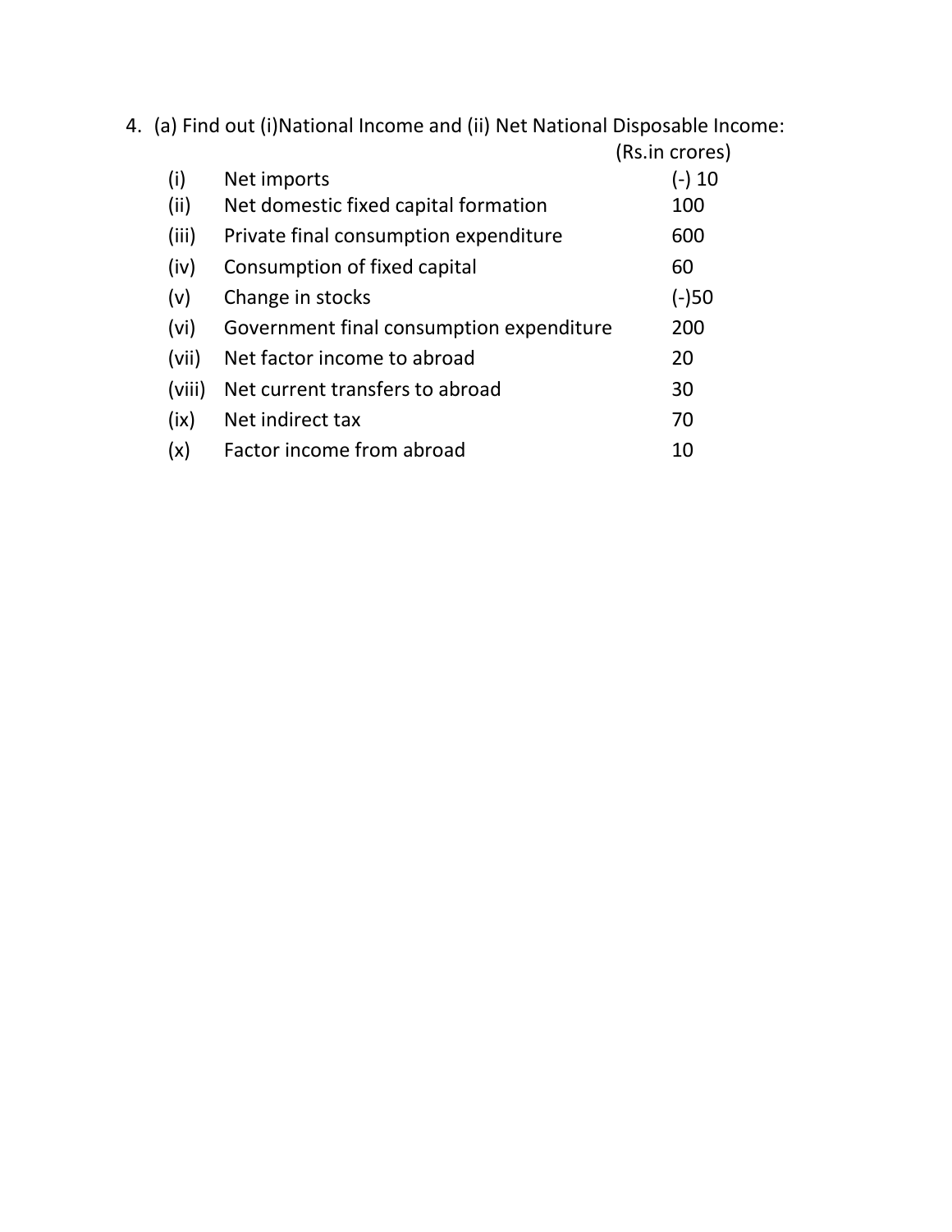4. (a) Find out (i)National Income and (ii) Net National Disposable Income:

| | | (Rs.in crores) |
|---|---|---|
| (i) | Net imports | (-) 10 |
| (ii) | Net domestic fixed capital formation | 100 |
| (iii) | Private final consumption expenditure | 600 |
| (iv) | Consumption of fixed capital | 60 |
| (v) | Change in stocks | (-)50 |
| (vi) | Government final consumption expenditure | 200 |
| (vii) | Net factor income to abroad | 20 |
| (viii) | Net current transfers to abroad | 30 |
| (ix) | Net indirect tax | 70 |
| (x) | Factor income from abroad | 10 |